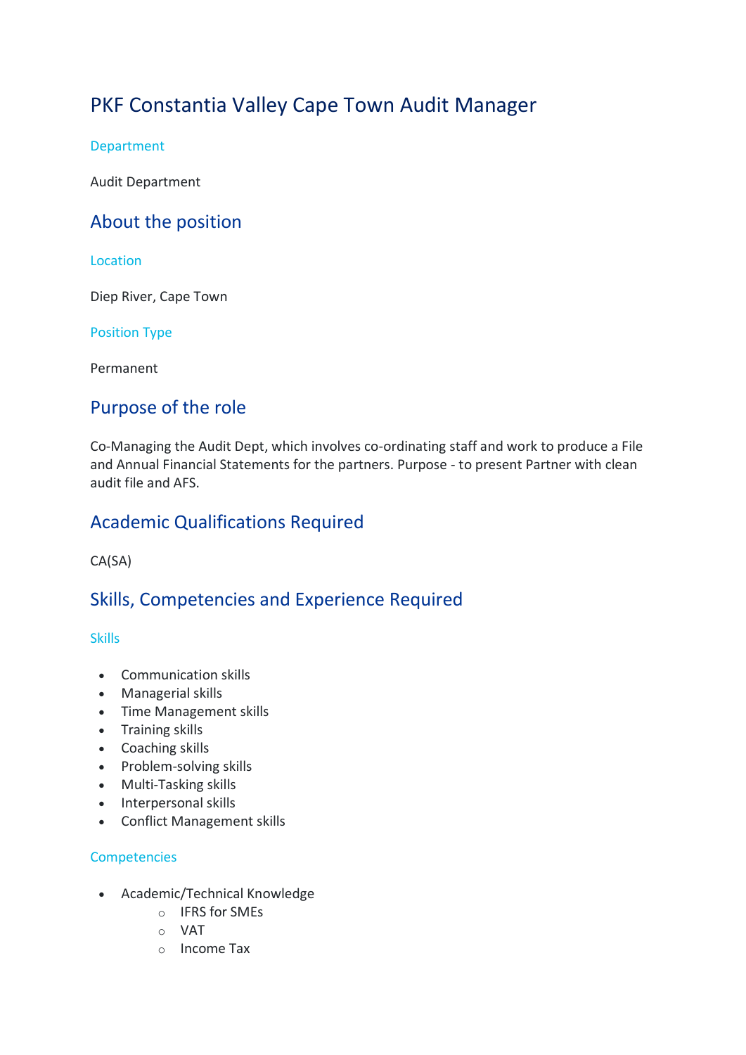# PKF Constantia Valley Cape Town Audit Manager

### Department

Audit Department

## About the position

### Location

Diep River, Cape Town

### Position Type

Permanent

## Purpose of the role

Co-Managing the Audit Dept, which involves co-ordinating staff and work to produce a File and Annual Financial Statements for the partners. Purpose - to present Partner with clean audit file and AFS.

## Academic Qualifications Required

CA(SA)

## Skills, Competencies and Experience Required

### Skills

- Communication skills
- Managerial skills
- Time Management skills
- Training skills
- Coaching skills
- Problem-solving skills
- Multi-Tasking skills
- Interpersonal skills
- Conflict Management skills

### Competencies

- Academic/Technical Knowledge
    - IFRS for SMEs
    - VAT
    - Income Tax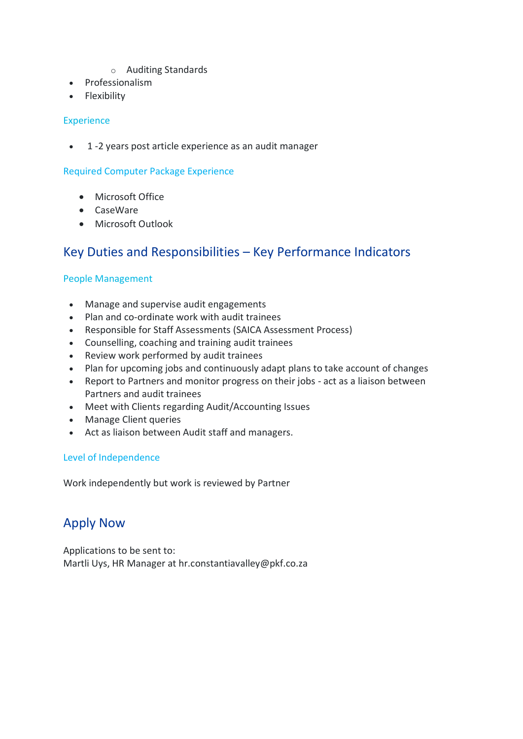- Auditing Standards
- Professionalism
- Flexibility

### Experience

- 1 -2 years post article experience as an audit manager

### Required Computer Package Experience

- Microsoft Office
- CaseWare
- Microsoft Outlook

## Key Duties and Responsibilities – Key Performance Indicators

### People Management

- Manage and supervise audit engagements
- Plan and co-ordinate work with audit trainees
- Responsible for Staff Assessments (SAICA Assessment Process)
- Counselling, coaching and training audit trainees
- Review work performed by audit trainees
- Plan for upcoming jobs and continuously adapt plans to take account of changes
- Report to Partners and monitor progress on their jobs - act as a liaison between Partners and audit trainees
- Meet with Clients regarding Audit/Accounting Issues
- Manage Client queries
- Act as liaison between Audit staff and managers.

### Level of Independence

Work independently but work is reviewed by Partner

## Apply Now

Applications to be sent to:
Martli Uys, HR Manager at hr.constantiavalley@pkf.co.za